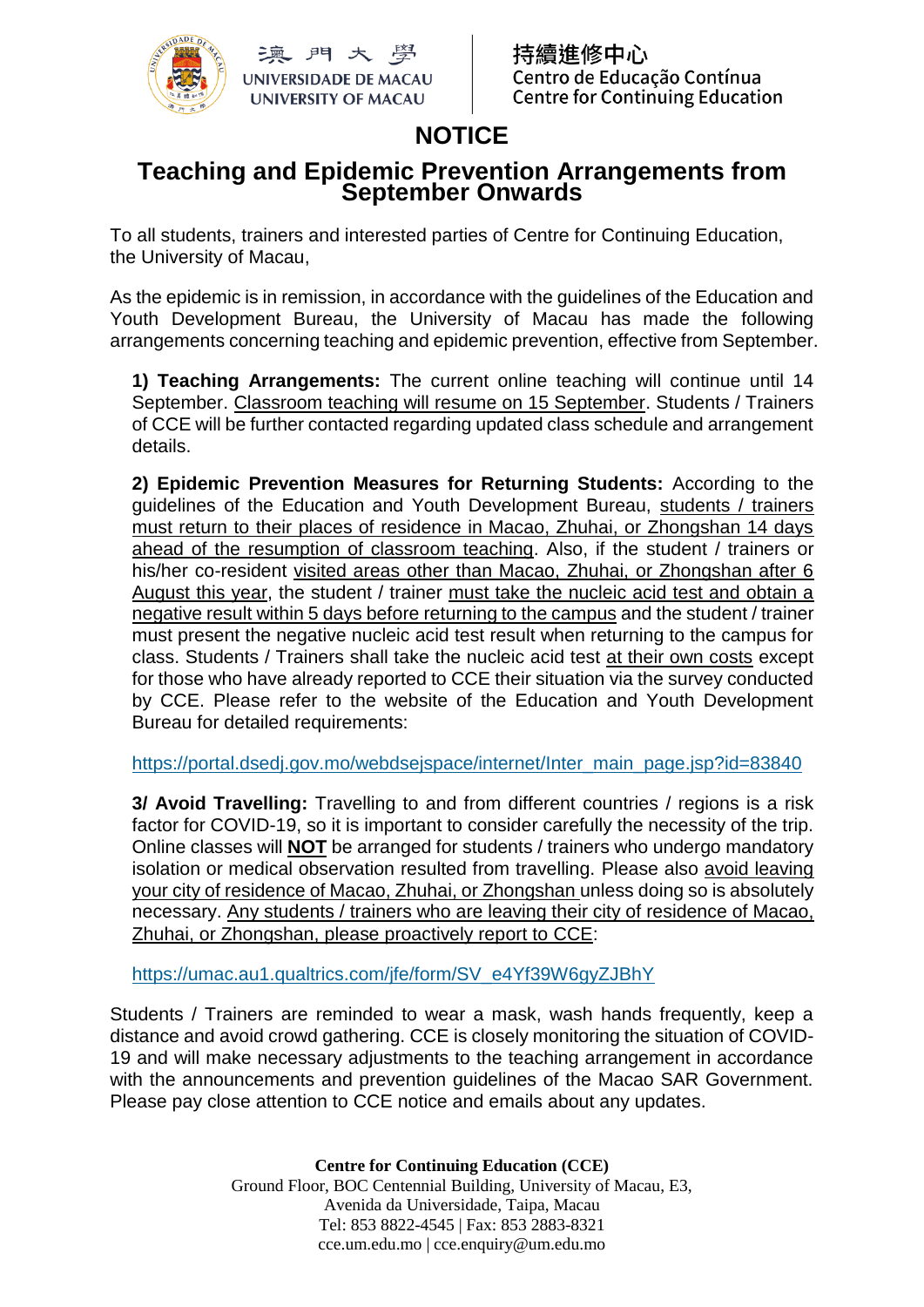澳門大學
UNIVERSIDADE DE MACAU
UNIVERSITY OF MACAU

持續進修中心
Centro de Educação Contínua
Centre for Continuing Education

# NOTICE

## Teaching and Epidemic Prevention Arrangements from September Onwards

To all students, trainers and interested parties of Centre for Continuing Education, the University of Macau,

As the epidemic is in remission, in accordance with the guidelines of the Education and Youth Development Bureau, the University of Macau has made the following arrangements concerning teaching and epidemic prevention, effective from September.

**1) Teaching Arrangements:** The current online teaching will continue until 14 September. Classroom teaching will resume on 15 September. Students / Trainers of CCE will be further contacted regarding updated class schedule and arrangement details.

**2) Epidemic Prevention Measures for Returning Students:** According to the guidelines of the Education and Youth Development Bureau, students / trainers must return to their places of residence in Macao, Zhuhai, or Zhongshan 14 days ahead of the resumption of classroom teaching. Also, if the student / trainers or his/her co-resident visited areas other than Macao, Zhuhai, or Zhongshan after 6 August this year, the student / trainer must take the nucleic acid test and obtain a negative result within 5 days before returning to the campus and the student / trainer must present the negative nucleic acid test result when returning to the campus for class. Students / Trainers shall take the nucleic acid test at their own costs except for those who have already reported to CCE their situation via the survey conducted by CCE. Please refer to the website of the Education and Youth Development Bureau for detailed requirements:

https://portal.dsedj.gov.mo/webdsejspace/internet/Inter_main_page.jsp?id=83840

**3/ Avoid Travelling:** Travelling to and from different countries / regions is a risk factor for COVID-19, so it is important to consider carefully the necessity of the trip. Online classes will **NOT** be arranged for students / trainers who undergo mandatory isolation or medical observation resulted from travelling. Please also avoid leaving your city of residence of Macao, Zhuhai, or Zhongshan unless doing so is absolutely necessary. Any students / trainers who are leaving their city of residence of Macao, Zhuhai, or Zhongshan, please proactively report to CCE:

https://umac.au1.qualtrics.com/jfe/form/SV_e4Yf39W6gyZJBhY

Students / Trainers are reminded to wear a mask, wash hands frequently, keep a distance and avoid crowd gathering. CCE is closely monitoring the situation of COVID-19 and will make necessary adjustments to the teaching arrangement in accordance with the announcements and prevention guidelines of the Macao SAR Government. Please pay close attention to CCE notice and emails about any updates.

**Centre for Continuing Education (CCE)**
Ground Floor, BOC Centennial Building, University of Macau, E3,
Avenida da Universidade, Taipa, Macau
Tel: 853 8822-4545 | Fax: 853 2883-8321
cce.um.edu.mo | cce.enquiry@um.edu.mo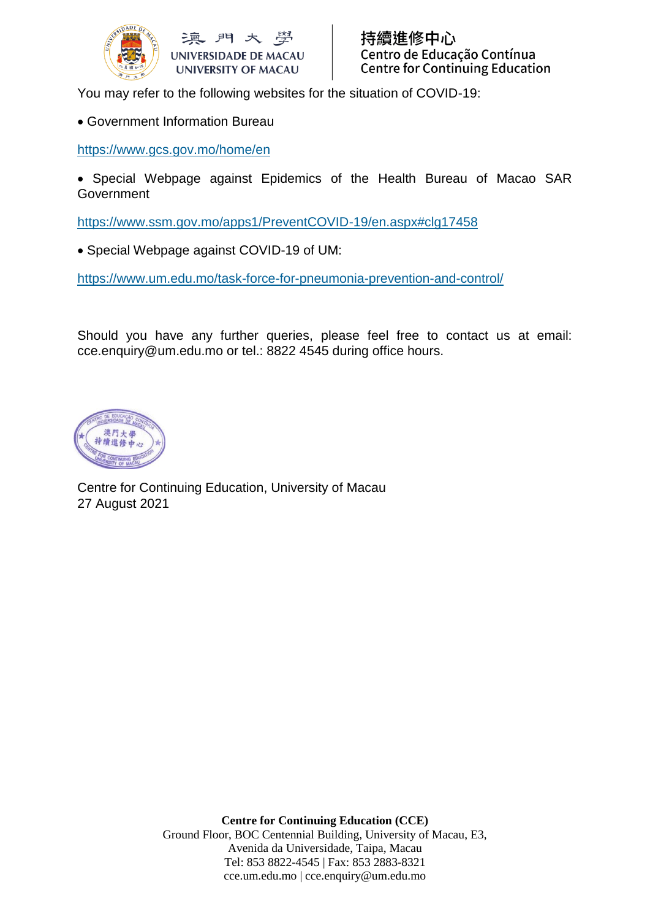You may refer to the following websites for the situation of COVID-19:

- Government Information Bureau

https://www.gcs.gov.mo/home/en

- Special Webpage against Epidemics of the Health Bureau of Macao SAR Government

https://www.ssm.gov.mo/apps1/PreventCOVID-19/en.aspx#clg17458

- Special Webpage against COVID-19 of UM:

https://www.um.edu.mo/task-force-for-pneumonia-prevention-and-control/

Should you have any further queries, please feel free to contact us at email: cce.enquiry@um.edu.mo or tel.: 8822 4545 during office hours.

Centre for Continuing Education, University of Macau
27 August 2021

**Centre for Continuing Education (CCE)**
Ground Floor, BOC Centennial Building, University of Macau, E3,
Avenida da Universidade, Taipa, Macau
Tel: 853 8822-4545 | Fax: 853 2883-8321
cce.um.edu.mo | cce.enquiry@um.edu.mo